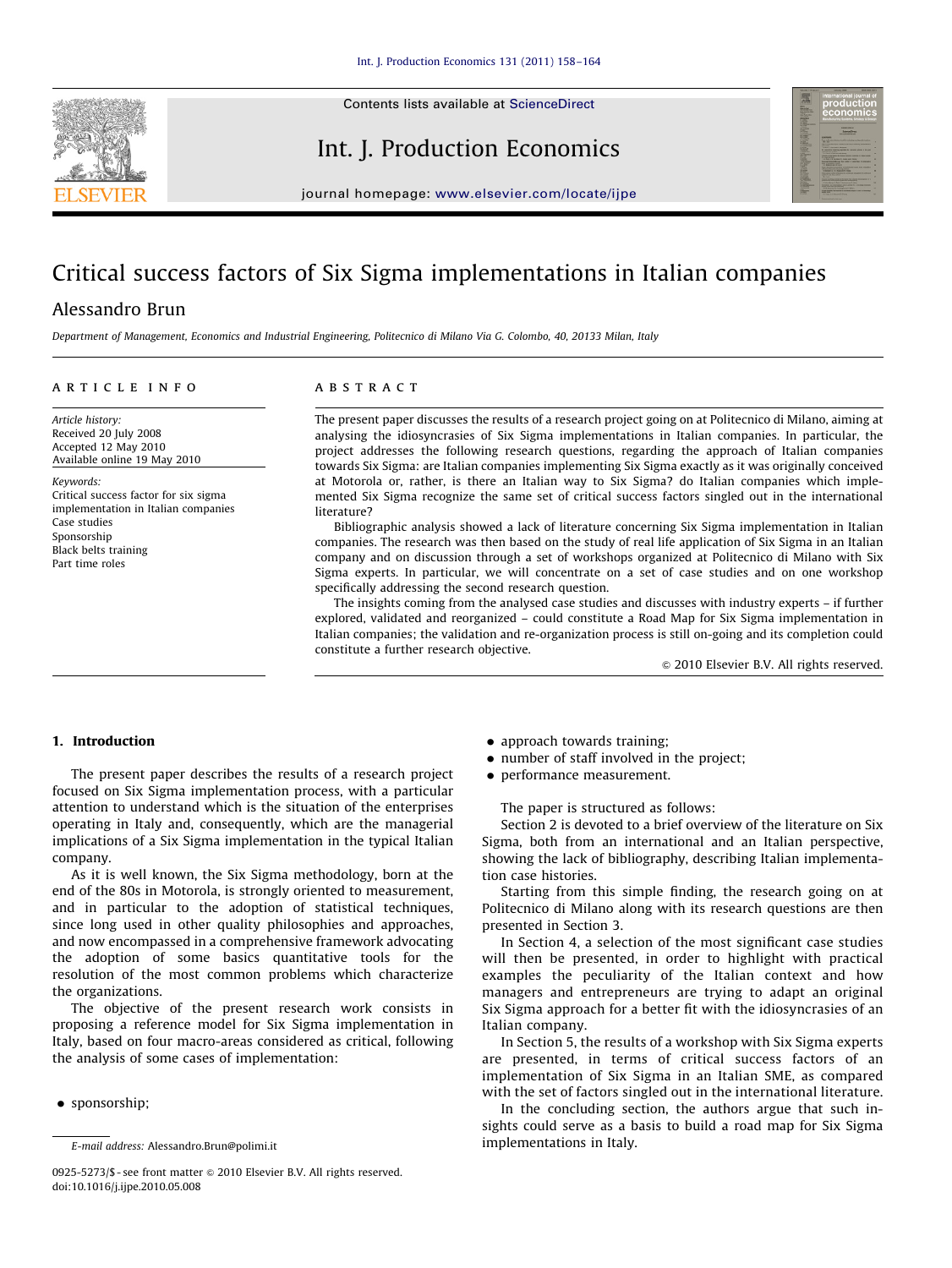# Critical success factors of Six Sigma implementations in Italian companies

Alessandro Brun

*Department of Management, Economics and Industrial Engineering, Politecnico di Milano Via G. Colombo, 40, 20133 Milan, Italy*

## ARTICLE INFO

*Article history:*
Received 20 July 2008
Accepted 12 May 2010
Available online 19 May 2010

*Keywords:*
Critical success factor for six sigma implementation in Italian companies
Case studies
Sponsorship
Black belts training
Part time roles

## ABSTRACT

The present paper discusses the results of a research project going on at Politecnico di Milano, aiming at analysing the idiosyncrasies of Six Sigma implementations in Italian companies. In particular, the project addresses the following research questions, regarding the approach of Italian companies towards Six Sigma: are Italian companies implementing Six Sigma exactly as it was originally conceived at Motorola or, rather, is there an Italian way to Six Sigma? do Italian companies which implemented Six Sigma recognize the same set of critical success factors singled out in the international literature?

Bibliographic analysis showed a lack of literature concerning Six Sigma implementation in Italian companies. The research was then based on the study of real life application of Six Sigma in an Italian company and on discussion through a set of workshops organized at Politecnico di Milano with Six Sigma experts. In particular, we will concentrate on a set of case studies and on one workshop specifically addressing the second research question.

The insights coming from the analysed case studies and discusses with industry experts – if further explored, validated and reorganized – could constitute a Road Map for Six Sigma implementation in Italian companies; the validation and re-organization process is still on-going and its completion could constitute a further research objective.

© 2010 Elsevier B.V. All rights reserved.

## 1. Introduction

The present paper describes the results of a research project focused on Six Sigma implementation process, with a particular attention to understand which is the situation of the enterprises operating in Italy and, consequently, which are the managerial implications of a Six Sigma implementation in the typical Italian company.

As it is well known, the Six Sigma methodology, born at the end of the 80s in Motorola, is strongly oriented to measurement, and in particular to the adoption of statistical techniques, since long used in other quality philosophies and approaches, and now encompassed in a comprehensive framework advocating the adoption of some basics quantitative tools for the resolution of the most common problems which characterize the organizations.

The objective of the present research work consists in proposing a reference model for Six Sigma implementation in Italy, based on four macro-areas considered as critical, following the analysis of some cases of implementation:

- sponsorship;
- approach towards training;
- number of staff involved in the project;
- performance measurement.

The paper is structured as follows:

Section 2 is devoted to a brief overview of the literature on Six Sigma, both from an international and an Italian perspective, showing the lack of bibliography, describing Italian implementation case histories.

Starting from this simple finding, the research going on at Politecnico di Milano along with its research questions are then presented in Section 3.

In Section 4, a selection of the most significant case studies will then be presented, in order to highlight with practical examples the peculiarity of the Italian context and how managers and entrepreneurs are trying to adapt an original Six Sigma approach for a better fit with the idiosyncrasies of an Italian company.

In Section 5, the results of a workshop with Six Sigma experts are presented, in terms of critical success factors of an implementation of Six Sigma in an Italian SME, as compared with the set of factors singled out in the international literature.

In the concluding section, the authors argue that such insights could serve as a basis to build a road map for Six Sigma implementations in Italy.

E-mail address: Alessandro.Brun@polimi.it

0925-5273/$ - see front matter © 2010 Elsevier B.V. All rights reserved.
doi:10.1016/j.ijpe.2010.05.008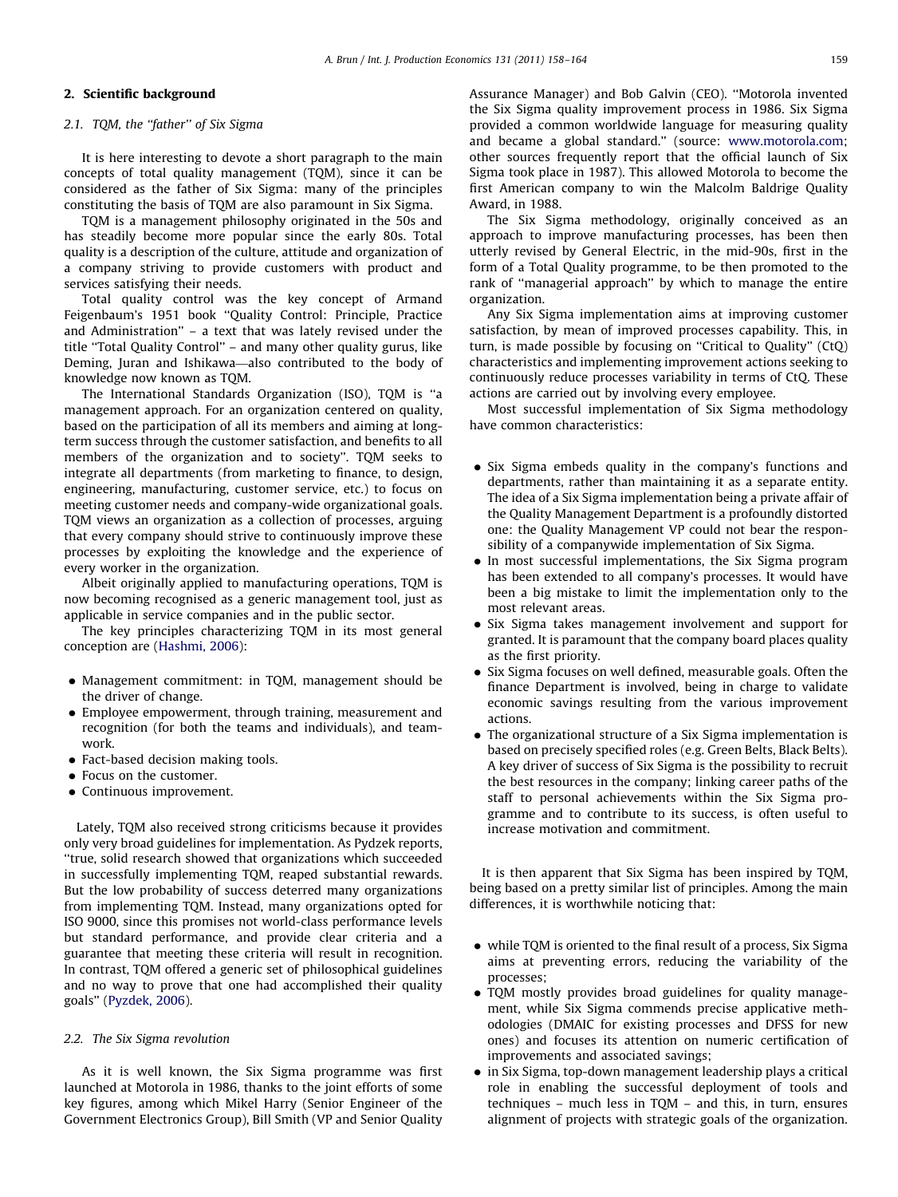## 2. Scientific background

### 2.1. TQM, the "father" of Six Sigma

It is here interesting to devote a short paragraph to the main concepts of total quality management (TQM), since it can be considered as the father of Six Sigma: many of the principles constituting the basis of TQM are also paramount in Six Sigma.

TQM is a management philosophy originated in the 50s and has steadily become more popular since the early 80s. Total quality is a description of the culture, attitude and organization of a company striving to provide customers with product and services satisfying their needs.

Total quality control was the key concept of Armand Feigenbaum's 1951 book "Quality Control: Principle, Practice and Administration" – a text that was lately revised under the title "Total Quality Control" – and many other quality gurus, like Deming, Juran and Ishikawa—also contributed to the body of knowledge now known as TQM.

The International Standards Organization (ISO), TQM is "a management approach. For an organization centered on quality, based on the participation of all its members and aiming at long-term success through the customer satisfaction, and benefits to all members of the organization and to society". TQM seeks to integrate all departments (from marketing to finance, to design, engineering, manufacturing, customer service, etc.) to focus on meeting customer needs and company-wide organizational goals. TQM views an organization as a collection of processes, arguing that every company should strive to continuously improve these processes by exploiting the knowledge and the experience of every worker in the organization.

Albeit originally applied to manufacturing operations, TQM is now becoming recognised as a generic management tool, just as applicable in service companies and in the public sector.

The key principles characterizing TQM in its most general conception are (Hashmi, 2006):

- Management commitment: in TQM, management should be the driver of change.
- Employee empowerment, through training, measurement and recognition (for both the teams and individuals), and teamwork.
- Fact-based decision making tools.
- Focus on the customer.
- Continuous improvement.

Lately, TQM also received strong criticisms because it provides only very broad guidelines for implementation. As Pydzek reports, "true, solid research showed that organizations which succeeded in successfully implementing TQM, reaped substantial rewards. But the low probability of success deterred many organizations from implementing TQM. Instead, many organizations opted for ISO 9000, since this promises not world-class performance levels but standard performance, and provide clear criteria and a guarantee that meeting these criteria will result in recognition. In contrast, TQM offered a generic set of philosophical guidelines and no way to prove that one had accomplished their quality goals" (Pyzdek, 2006).

### 2.2. The Six Sigma revolution

As it is well known, the Six Sigma programme was first launched at Motorola in 1986, thanks to the joint efforts of some key figures, among which Mikel Harry (Senior Engineer of the Government Electronics Group), Bill Smith (VP and Senior Quality Assurance Manager) and Bob Galvin (CEO). "Motorola invented the Six Sigma quality improvement process in 1986. Six Sigma provided a common worldwide language for measuring quality and became a global standard." (source: www.motorola.com; other sources frequently report that the official launch of Six Sigma took place in 1987). This allowed Motorola to become the first American company to win the Malcolm Baldrige Quality Award, in 1988.

The Six Sigma methodology, originally conceived as an approach to improve manufacturing processes, has been then utterly revised by General Electric, in the mid-90s, first in the form of a Total Quality programme, to be then promoted to the rank of "managerial approach" by which to manage the entire organization.

Any Six Sigma implementation aims at improving customer satisfaction, by mean of improved processes capability. This, in turn, is made possible by focusing on "Critical to Quality" (CtQ) characteristics and implementing improvement actions seeking to continuously reduce processes variability in terms of CtQ. These actions are carried out by involving every employee.

Most successful implementation of Six Sigma methodology have common characteristics:

- Six Sigma embeds quality in the company's functions and departments, rather than maintaining it as a separate entity. The idea of a Six Sigma implementation being a private affair of the Quality Management Department is a profoundly distorted one: the Quality Management VP could not bear the responsibility of a companywide implementation of Six Sigma.
- In most successful implementations, the Six Sigma program has been extended to all company's processes. It would have been a big mistake to limit the implementation only to the most relevant areas.
- Six Sigma takes management involvement and support for granted. It is paramount that the company board places quality as the first priority.
- Six Sigma focuses on well defined, measurable goals. Often the finance Department is involved, being in charge to validate economic savings resulting from the various improvement actions.
- The organizational structure of a Six Sigma implementation is based on precisely specified roles (e.g. Green Belts, Black Belts). A key driver of success of Six Sigma is the possibility to recruit the best resources in the company; linking career paths of the staff to personal achievements within the Six Sigma programme and to contribute to its success, is often useful to increase motivation and commitment.

It is then apparent that Six Sigma has been inspired by TQM, being based on a pretty similar list of principles. Among the main differences, it is worthwhile noticing that:

- while TQM is oriented to the final result of a process, Six Sigma aims at preventing errors, reducing the variability of the processes;
- TQM mostly provides broad guidelines for quality management, while Six Sigma commends precise applicative methodologies (DMAIC for existing processes and DFSS for new ones) and focuses its attention on numeric certification of improvements and associated savings;
- in Six Sigma, top-down management leadership plays a critical role in enabling the successful deployment of tools and techniques – much less in TQM – and this, in turn, ensures alignment of projects with strategic goals of the organization.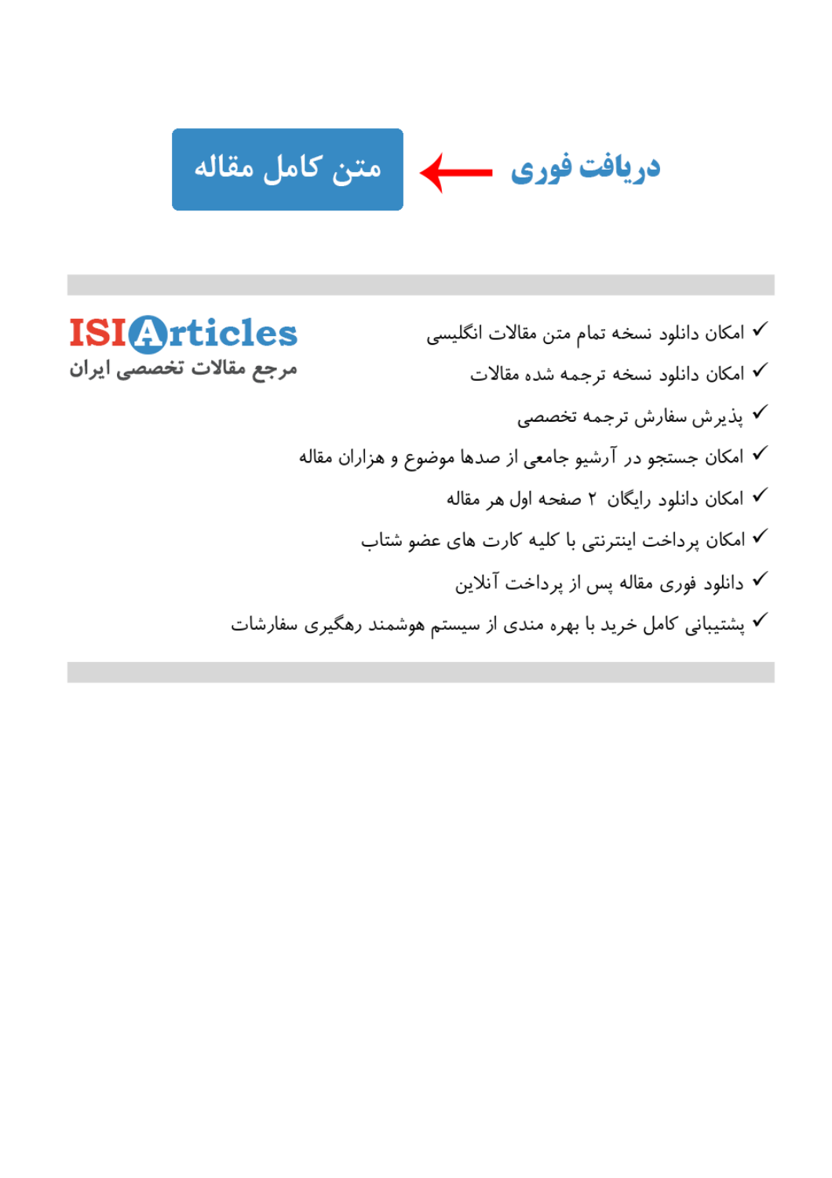دریافت فوری ← متن کامل مقاله

ISIArticles
مرجع مقالات تخصصی ایران

- ✓ امکان دانلود نسخه تمام متن مقالات انگلیسی
- ✓ امکان دانلود نسخه ترجمه شده مقالات
- ✓ پذیرش سفارش ترجمه تخصصی
- ✓ امکان جستجو در آرشیو جامعی از صدها موضوع و هزاران مقاله
- ✓ امکان دانلود رایگان ۲ صفحه اول هر مقاله
- ✓ امکان پرداخت اینترنتی با کلیه کارت های عضو شتاب
- ✓ دانلود فوری مقاله پس از پرداخت آنلاین
- ✓ پشتیبانی کامل خرید با بهره مندی از سیستم هوشمند رهگیری سفارشات